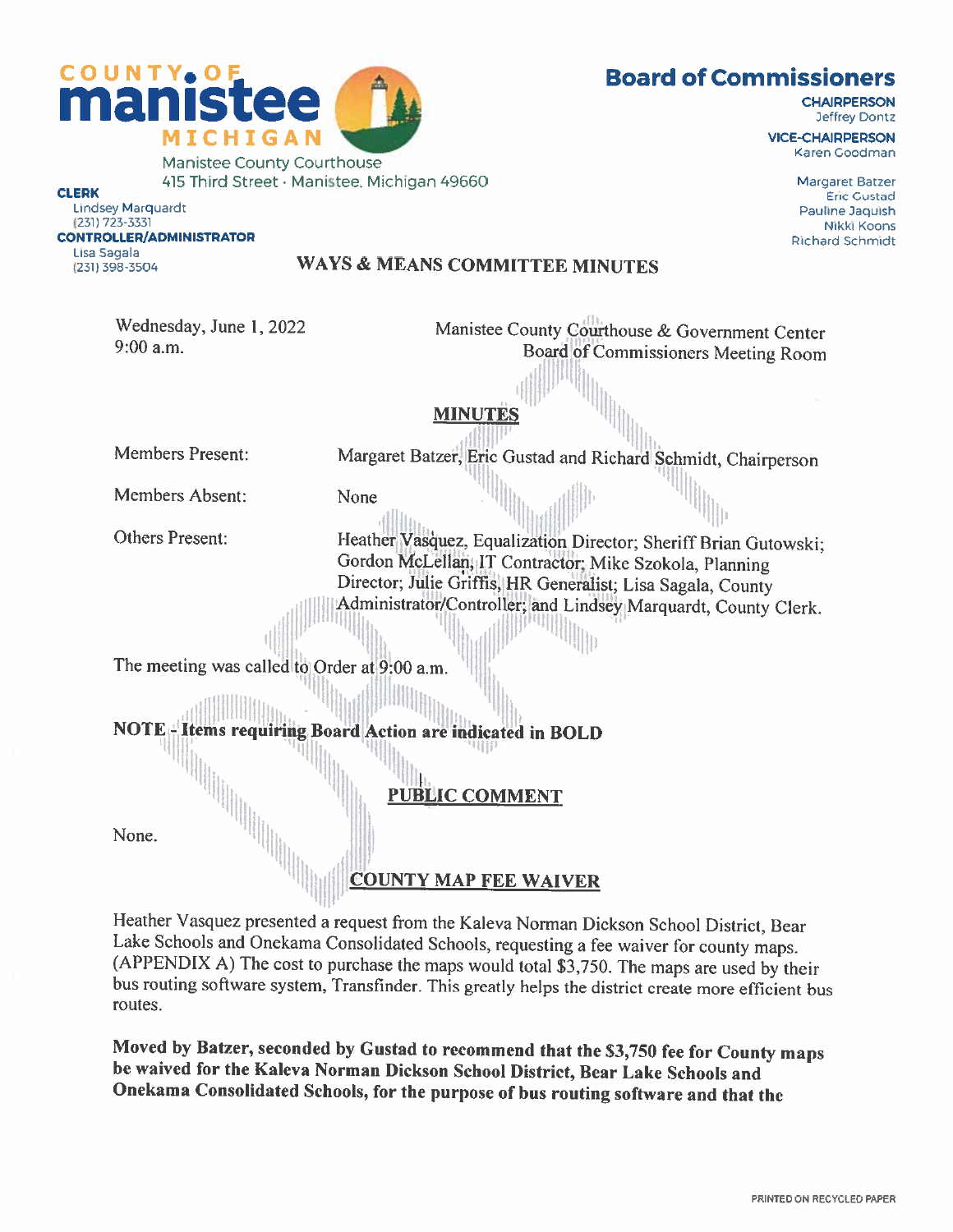COUNTY OF **manistee** MICHIGAN

Manistee County Courthouse
415 Third Street · Manistee, Michigan 49660

**CLERK**
Lindsey Marquardt
(231) 723-3331

**CONTROLLER/ADMINISTRATOR**
Lisa Sagala
(231) 398-3504

# Board of Commissioners

**CHAIRPERSON**
Jeffrey Dontz

**VICE-CHAIRPERSON**
Karen Goodman

Margaret Batzer
Eric Gustad
Pauline Jaquish
Nikki Koons
Richard Schmidt

## WAYS & MEANS COMMITTEE MINUTES

Wednesday, June 1, 2022
9:00 a.m.

Manistee County Courthouse & Government Center
Board of Commissioners Meeting Room

## MINUTES

Members Present: Margaret Batzer, Eric Gustad and Richard Schmidt, Chairperson

Members Absent: None

Others Present: Heather Vasquez, Equalization Director; Sheriff Brian Gutowski; Gordon McLellan, IT Contractor; Mike Szokola, Planning Director; Julie Griffis, HR Generalist; Lisa Sagala, County Administrator/Controller; and Lindsey Marquardt, County Clerk.

The meeting was called to Order at 9:00 a.m.

**NOTE - Items requiring Board Action are indicated in BOLD**

## PUBLIC COMMENT

None.

## COUNTY MAP FEE WAIVER

Heather Vasquez presented a request from the Kaleva Norman Dickson School District, Bear Lake Schools and Onekama Consolidated Schools, requesting a fee waiver for county maps. (APPENDIX A) The cost to purchase the maps would total $3,750. The maps are used by their bus routing software system, Transfinder. This greatly helps the district create more efficient bus routes.

**Moved by Batzer, seconded by Gustad to recommend that the $3,750 fee for County maps be waived for the Kaleva Norman Dickson School District, Bear Lake Schools and Onekama Consolidated Schools, for the purpose of bus routing software and that the**

PRINTED ON RECYCLED PAPER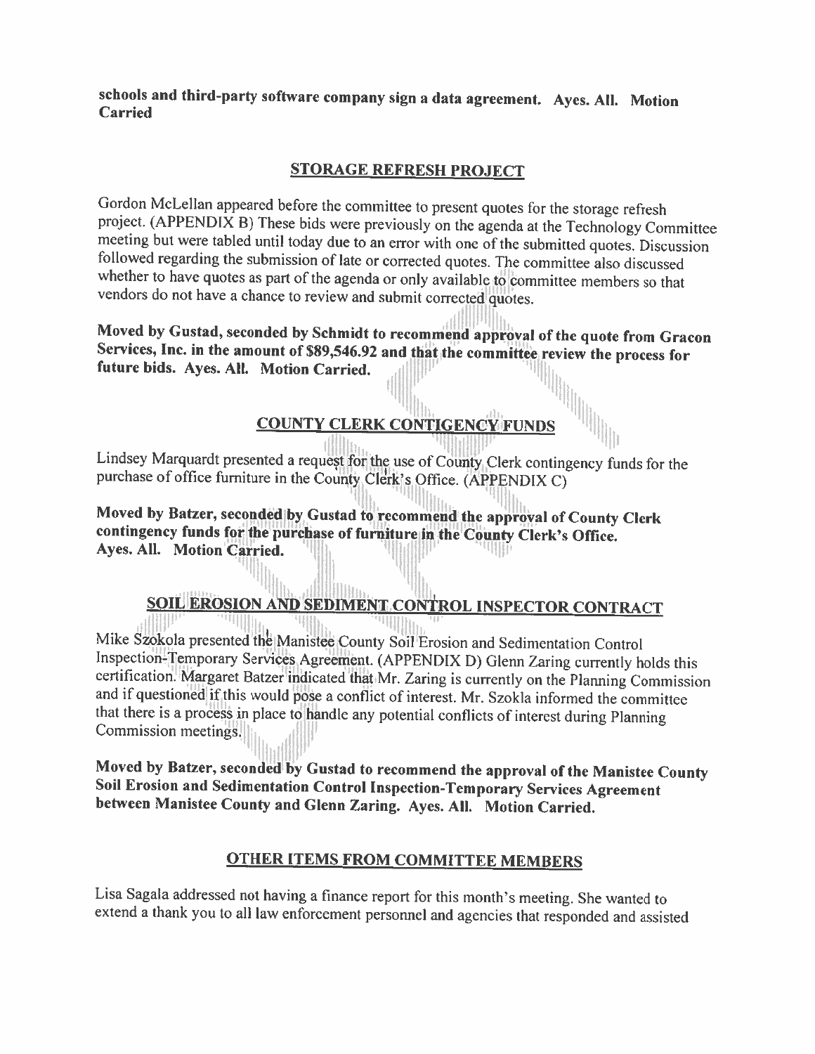**schools and third-party software company sign a data agreement. Ayes. All. Motion Carried**

## STORAGE REFRESH PROJECT

Gordon McLellan appeared before the committee to present quotes for the storage refresh project. (APPENDIX B) These bids were previously on the agenda at the Technology Committee meeting but were tabled until today due to an error with one of the submitted quotes. Discussion followed regarding the submission of late or corrected quotes. The committee also discussed whether to have quotes as part of the agenda or only available to committee members so that vendors do not have a chance to review and submit corrected quotes.

**Moved by Gustad, seconded by Schmidt to recommend approval of the quote from Gracon Services, Inc. in the amount of $89,546.92 and that the committee review the process for future bids. Ayes. All. Motion Carried.**

## COUNTY CLERK CONTIGENCY FUNDS

Lindsey Marquardt presented a request for the use of County Clerk contingency funds for the purchase of office furniture in the County Clerk's Office. (APPENDIX C)

**Moved by Batzer, seconded by Gustad to recommend the approval of County Clerk contingency funds for the purchase of furniture in the County Clerk's Office. Ayes. All. Motion Carried.**

## SOIL EROSION AND SEDIMENT CONTROL INSPECTOR CONTRACT

Mike Szokola presented the Manistee County Soil Erosion and Sedimentation Control Inspection-Temporary Services Agreement. (APPENDIX D) Glenn Zaring currently holds this certification. Margaret Batzer indicated that Mr. Zaring is currently on the Planning Commission and if questioned if this would pose a conflict of interest. Mr. Szokla informed the committee that there is a process in place to handle any potential conflicts of interest during Planning Commission meetings.

**Moved by Batzer, seconded by Gustad to recommend the approval of the Manistee County Soil Erosion and Sedimentation Control Inspection-Temporary Services Agreement between Manistee County and Glenn Zaring. Ayes. All. Motion Carried.**

## OTHER ITEMS FROM COMMITTEE MEMBERS

Lisa Sagala addressed not having a finance report for this month's meeting. She wanted to extend a thank you to all law enforcement personnel and agencies that responded and assisted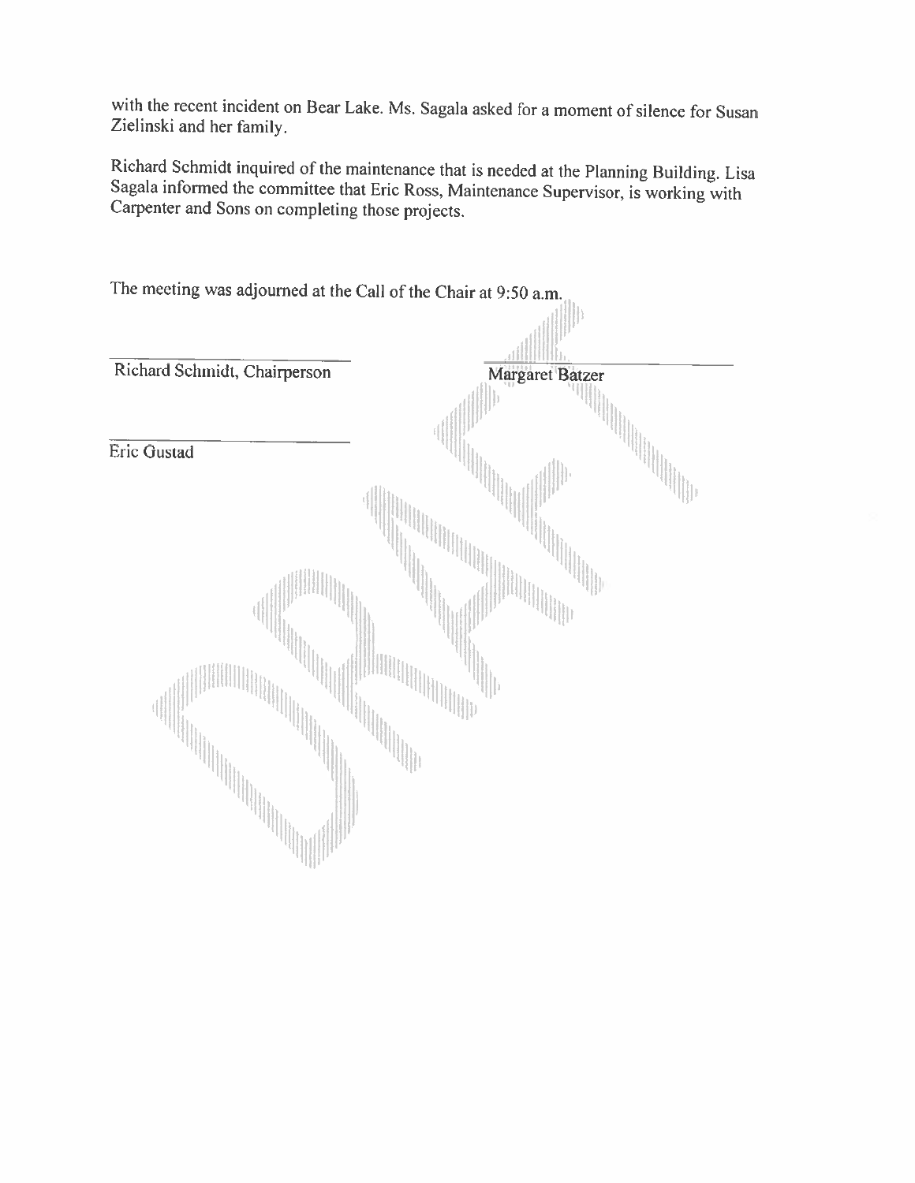with the recent incident on Bear Lake. Ms. Sagala asked for a moment of silence for Susan Zielinski and her family.

Richard Schmidt inquired of the maintenance that is needed at the Planning Building. Lisa Sagala informed the committee that Eric Ross, Maintenance Supervisor, is working with Carpenter and Sons on completing those projects.

The meeting was adjourned at the Call of the Chair at 9:50 a.m.

| | |
|---|---|
| \_\_\_\_\_\_\_\_\_\_\_\_\_\_\_\_\_\_\_\_\_\_\_\_\_\_\_\_ | \_\_\_\_\_\_\_\_\_\_\_\_\_\_\_\_\_\_\_\_\_\_\_\_\_\_\_\_ |
| Richard Schmidt, Chairperson | Margaret Batzer |
| \_\_\_\_\_\_\_\_\_\_\_\_\_\_\_\_\_\_\_\_\_\_\_\_\_\_\_\_ | |
| Eric Gustad | |

DRAFT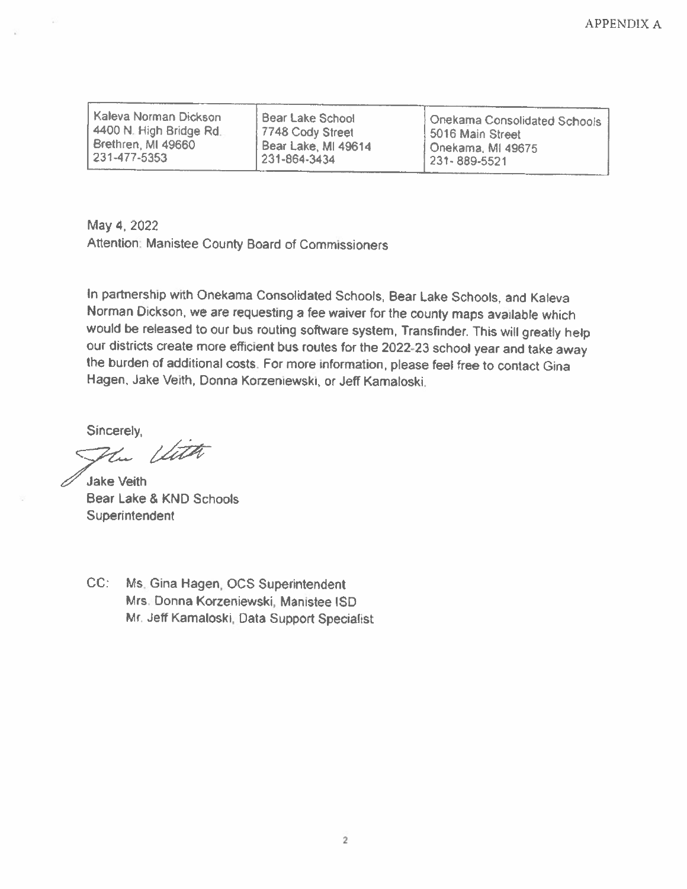APPENDIX A

| Kaleva Norman Dickson<br>4400 N. High Bridge Rd.<br>Brethren, MI 49660<br>231-477-5353 | Bear Lake School<br>7748 Cody Street<br>Bear Lake, MI 49614<br>231-864-3434 | Onekama Consolidated Schools<br>5016 Main Street<br>Onekama, MI 49675<br>231- 889-5521 |
|---|---|---|

May 4, 2022

Attention: Manistee County Board of Commissioners

In partnership with Onekama Consolidated Schools, Bear Lake Schools, and Kaleva Norman Dickson, we are requesting a fee waiver for the county maps available which would be released to our bus routing software system, Transfinder. This will greatly help our districts create more efficient bus routes for the 2022-23 school year and take away the burden of additional costs. For more information, please feel free to contact Gina Hagen, Jake Veith, Donna Korzeniewski, or Jeff Kamaloski.

Sincerely,

Jake Veith
Bear Lake & KND Schools
Superintendent

CC: Ms. Gina Hagen, OCS Superintendent
Mrs. Donna Korzeniewski, Manistee ISD
Mr. Jeff Kamaloski, Data Support Specialist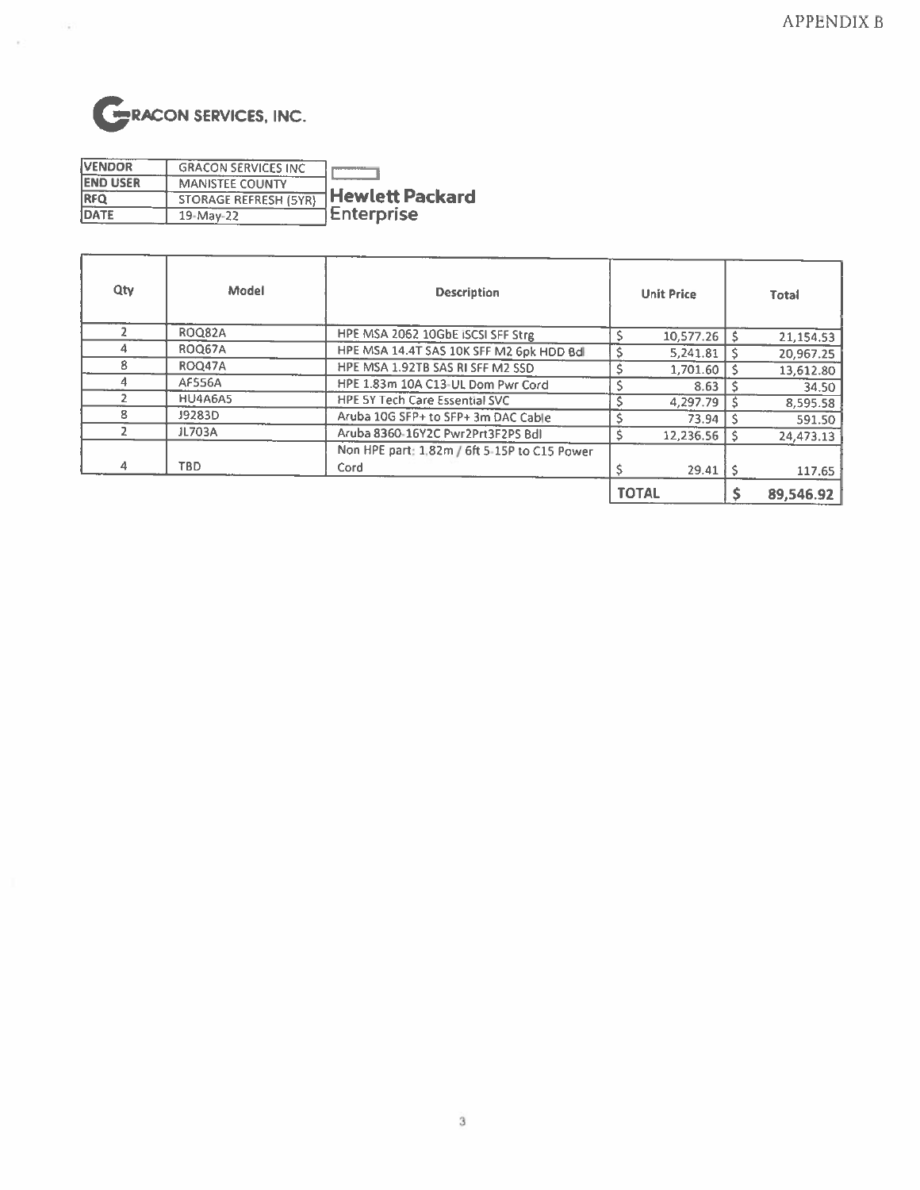APPENDIX B

**GRACON SERVICES, INC.**

| VENDOR | GRACON SERVICES INC |
|---|---|
| END USER | MANISTEE COUNTY |
| RFQ | STORAGE REFRESH (5YR) |
| DATE | 19-May-22 |

**Hewlett Packard Enterprise**

| Qty | Model | Description | Unit Price | Total |
|---|---|---|---|---|
| 2 | ROQ82A | HPE MSA 2062 10GbE iSCSI SFF Strg | $ 10,577.26 | $ 21,154.53 |
| 4 | ROQ67A | HPE MSA 14.4T SAS 10K SFF M2 6pk HDD Bdl | $ 5,241.81 | $ 20,967.25 |
| 8 | ROQ47A | HPE MSA 1.92TB SAS RI SFF M2 SSD | $ 1,701.60 | $ 13,612.80 |
| 4 | AF556A | HPE 1.83m 10A C13-UL Dom Pwr Cord | $ 8.63 | $ 34.50 |
| 2 | HU4A6A5 | HPE 5Y Tech Care Essential SVC | $ 4,297.79 | $ 8,595.58 |
| 8 | J9283D | Aruba 10G SFP+ to SFP+ 3m DAC Cable | $ 73.94 | $ 591.50 |
| 2 | JL703A | Aruba 8360-16Y2C Pwr2Prt3F2PS Bdl | $ 12,236.56 | $ 24,473.13 |
| 4 | TBD | Non HPE part: 1.82m / 6ft 5-15P to C15 Power Cord | $ 29.41 | $ 117.65 |
| | | | **TOTAL** | **$ 89,546.92** |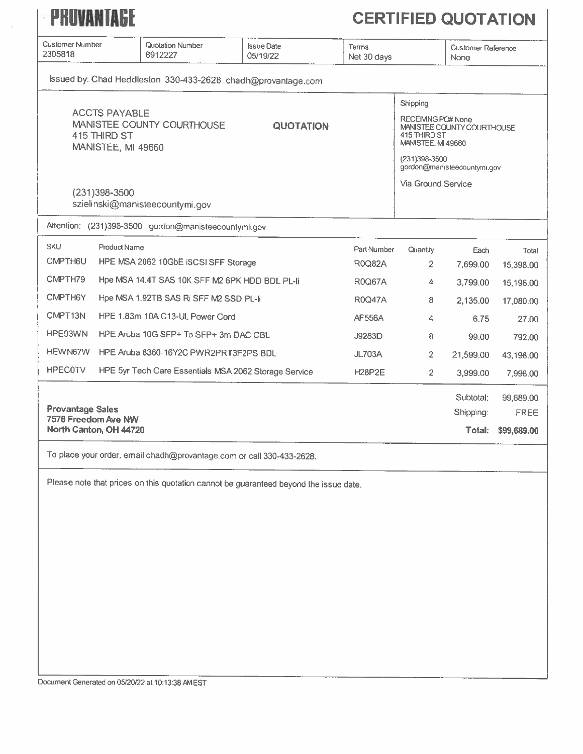# PROVANTAGE

# CERTIFIED QUOTATION

| Customer Number | Quotation Number | Issue Date | Terms | Customer Reference |
|---|---|---|---|---|
| 2305818 | 8912227 | 05/19/22 | Net 30 days | None |

Issued by: Chad Heddleston 330-433-2628 chadh@provantage.com

ACCTS PAYABLE
MANISTEE COUNTY COURTHOUSE
415 THIRD ST
MANISTEE, MI 49660

(231)398-3500
szielinski@manisteecountymi.gov

**QUOTATION**

Shipping

RECEIVING PO# None
MANISTEE COUNTY COURTHOUSE
415 THIRD ST
MANISTEE, MI 49660

(231)398-3500
gordon@manisteecountymi.gov

Via Ground Service

Attention: (231)398-3500 gordon@manisteecountymi.gov

| SKU | Product Name | Part Number | Quantity | Each | Total |
|---|---|---|---|---|---|
| CMPTH6U | HPE MSA 2062 10GbE iSCSI SFF Storage | R0Q82A | 2 | 7,699.00 | 15,398.00 |
| CMPTH79 | Hpe MSA 14.4T SAS 10K SFF M2 6PK HDD BDL PL-li | R0Q67A | 4 | 3,799.00 | 15,196.00 |
| CMPTH6Y | Hpe MSA 1.92TB SAS Ri SFF M2 SSD PL-li | R0Q47A | 8 | 2,135.00 | 17,080.00 |
| CMPT13N | HPE 1.83m 10A C13-UL Power Cord | AF556A | 4 | 6.75 | 27.00 |
| HPE93WN | HPE Aruba 10G SFP+ To SFP+ 3m DAC CBL | J9283D | 8 | 99.00 | 792.00 |
| HEWN67W | HPE Aruba 8360-16Y2C PWR2PRT3F2PS BDL | JL703A | 2 | 21,599.00 | 43,198.00 |
| HPEC0TV | HPE 5yr Tech Care Essentials MSA 2062 Storage Service | H28P2E | 2 | 3,999.00 | 7,998.00 |

**Provantage Sales**
**7576 Freedom Ave NW**
**North Canton, OH 44720**

| | |
|---|---|
| Subtotal: | 99,689.00 |
| Shipping: | FREE |
| **Total:** | **$99,689.00** |

To place your order, email chadh@provantage.com or call 330-433-2628.

Please note that prices on this quotation cannot be guaranteed beyond the issue date.

Document Generated on 05/20/22 at 10:13:38 AM EST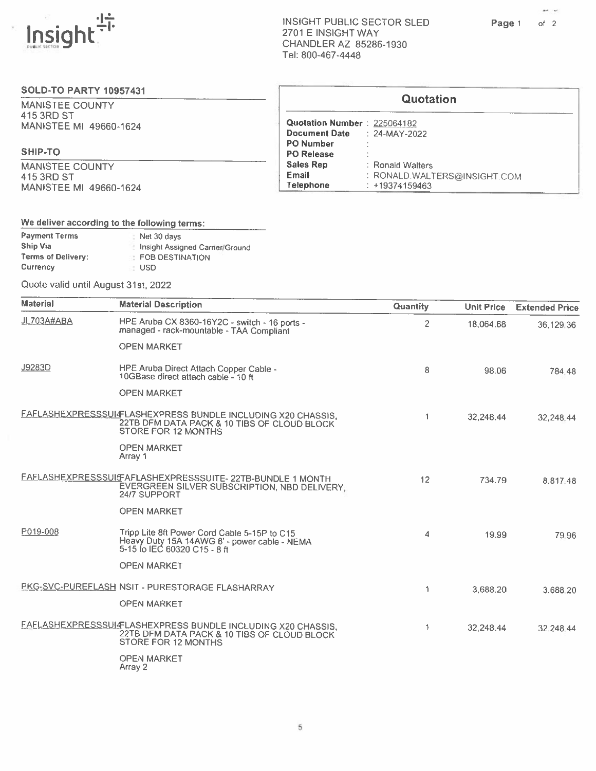Insight Public Sector

INSIGHT PUBLIC SECTOR SLED
2701 E INSIGHT WAY
CHANDLER AZ 85286-1930
Tel: 800-467-4448

**SOLD-TO PARTY 10957431**

MANISTEE COUNTY
415 3RD ST
MANISTEE MI 49660-1624

**SHIP-TO**

MANISTEE COUNTY
415 3RD ST
MANISTEE MI 49660-1624

## Quotation

| | |
|---|---|
| **Quotation Number** | 225064182 |
| **Document Date** | 24-MAY-2022 |
| **PO Number** | |
| **PO Release** | |
| **Sales Rep** | Ronald Walters |
| **Email** | RONALD.WALTERS@INSIGHT.COM |
| **Telephone** | +19374159463 |

**We deliver according to the following terms:**

| | |
|---|---|
| **Payment Terms** | Net 30 days |
| **Ship Via** | Insight Assigned Carrier/Ground |
| **Terms of Delivery:** | FOB DESTINATION |
| **Currency** | USD |

Quote valid until August 31st, 2022

| Material | Material Description | Quantity | Unit Price | Extended Price |
|---|---|---|---|---|
| JL703A#ABA | HPE Aruba CX 8360-16Y2C - switch - 16 ports - managed - rack-mountable - TAA Compliant<br><br>OPEN MARKET | 2 | 18,064.68 | 36,129.36 |
| J9283D | HPE Aruba Direct Attach Copper Cable - 10GBase direct attach cable - 10 ft<br><br>OPEN MARKET | 8 | 98.06 | 784.48 |
| FAFLASHEXPRESSSUI | FLASHEXPRESS BUNDLE INCLUDING X20 CHASSIS, 22TB DFM DATA PACK & 10 TIBS OF CLOUD BLOCK STORE FOR 12 MONTHS<br><br>OPEN MARKET<br>Array 1 | 1 | 32,248.44 | 32,248.44 |
| FAFLASHEXPRESSSUI | FAFLASHEXPRESSSUITE- 22TB-BUNDLE 1 MONTH EVERGREEN SILVER SUBSCRIPTION, NBD DELIVERY, 24/7 SUPPORT<br><br>OPEN MARKET | 12 | 734.79 | 8,817.48 |
| P019-008 | Tripp Lite 8ft Power Cord Cable 5-15P to C15 Heavy Duty 15A 14AWG 8' - power cable - NEMA 5-15 to IEC 60320 C15 - 8 ft<br><br>OPEN MARKET | 4 | 19.99 | 79.96 |
| PKG-SVC-PUREFLASH | NSIT - PURESTORAGE FLASHARRAY<br><br>OPEN MARKET | 1 | 3,688.20 | 3,688.20 |
| FAFLASHEXPRESSSUI | FLASHEXPRESS BUNDLE INCLUDING X20 CHASSIS, 22TB DFM DATA PACK & 10 TIBS OF CLOUD BLOCK STORE FOR 12 MONTHS<br><br>OPEN MARKET<br>Array 2 | 1 | 32,248.44 | 32,248.44 |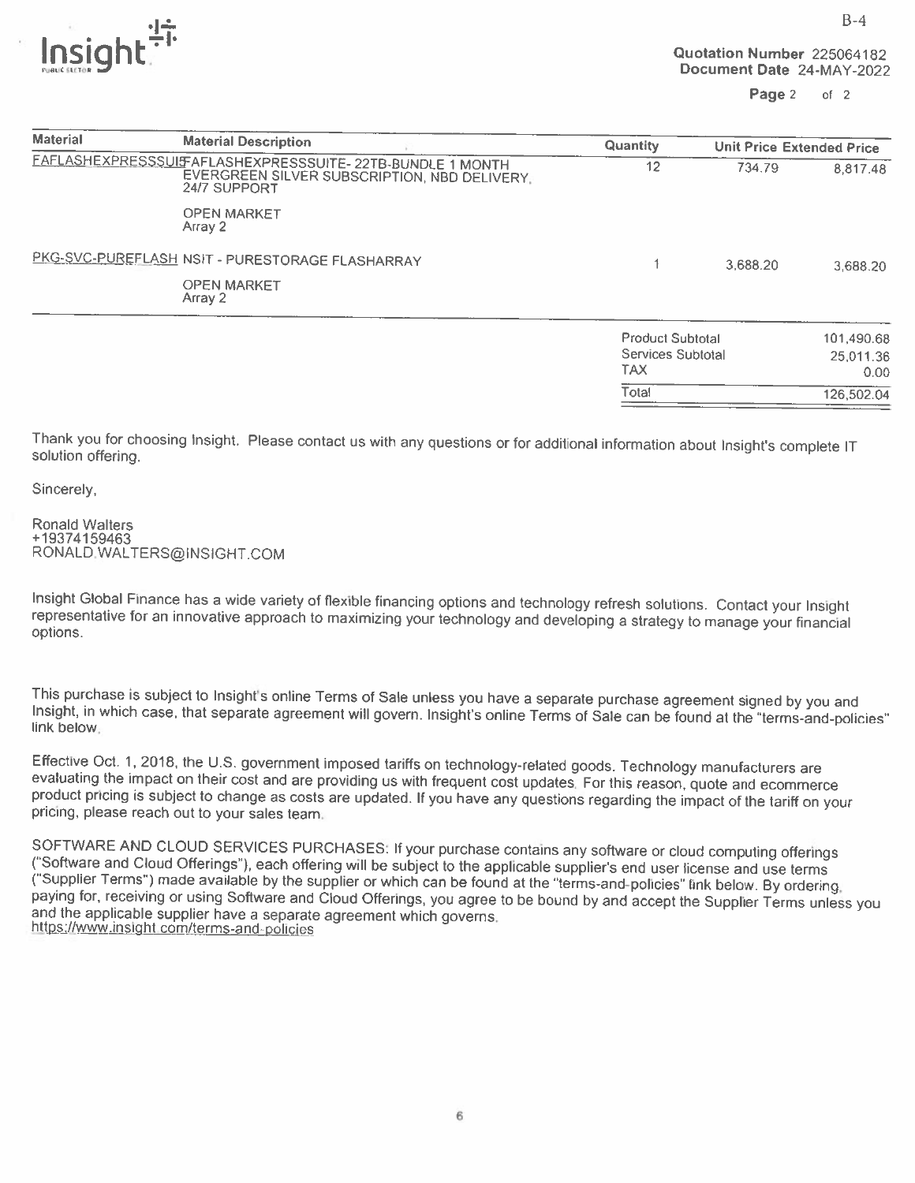Insight PUBLIC SECTOR

**Quotation Number** 225064182
**Document Date** 24-MAY-2022

| Material | Material Description | Quantity | Unit Price | Extended Price |
|---|---|---|---|---|
| FAFLASHEXPRESSSUIT | FAFLASHEXPRESSSUITE- 22TB-BUNDLE 1 MONTH EVERGREEN SILVER SUBSCRIPTION, NBD DELIVERY, 24/7 SUPPORT<br>OPEN MARKET<br>Array 2 | 12 | 734.79 | 8,817.48 |
| PKG-SVC-PUREFLASH | NSIT - PURESTORAGE FLASHARRAY<br>OPEN MARKET<br>Array 2 | 1 | 3,688.20 | 3,688.20 |

| | |
|---|---|
| Product Subtotal | 101,490.68 |
| Services Subtotal | 25,011.36 |
| TAX | 0.00 |
| Total | 126,502.04 |

Thank you for choosing Insight. Please contact us with any questions or for additional information about Insight's complete IT solution offering.

Sincerely,

Ronald Walters
+19374159463
RONALD.WALTERS@INSIGHT.COM

Insight Global Finance has a wide variety of flexible financing options and technology refresh solutions. Contact your Insight representative for an innovative approach to maximizing your technology and developing a strategy to manage your financial options.

This purchase is subject to Insight's online Terms of Sale unless you have a separate purchase agreement signed by you and Insight, in which case, that separate agreement will govern. Insight's online Terms of Sale can be found at the "terms-and-policies" link below.

Effective Oct. 1, 2018, the U.S. government imposed tariffs on technology-related goods. Technology manufacturers are evaluating the impact on their cost and are providing us with frequent cost updates. For this reason, quote and ecommerce product pricing is subject to change as costs are updated. If you have any questions regarding the impact of the tariff on your pricing, please reach out to your sales team.

SOFTWARE AND CLOUD SERVICES PURCHASES: If your purchase contains any software or cloud computing offerings ("Software and Cloud Offerings"), each offering will be subject to the applicable supplier's end user license and use terms ("Supplier Terms") made available by the supplier or which can be found at the "terms-and-policies" link below. By ordering, paying for, receiving or using Software and Cloud Offerings, you agree to be bound by and accept the Supplier Terms unless you and the applicable supplier have a separate agreement which governs.
https://www.insight.com/terms-and-policies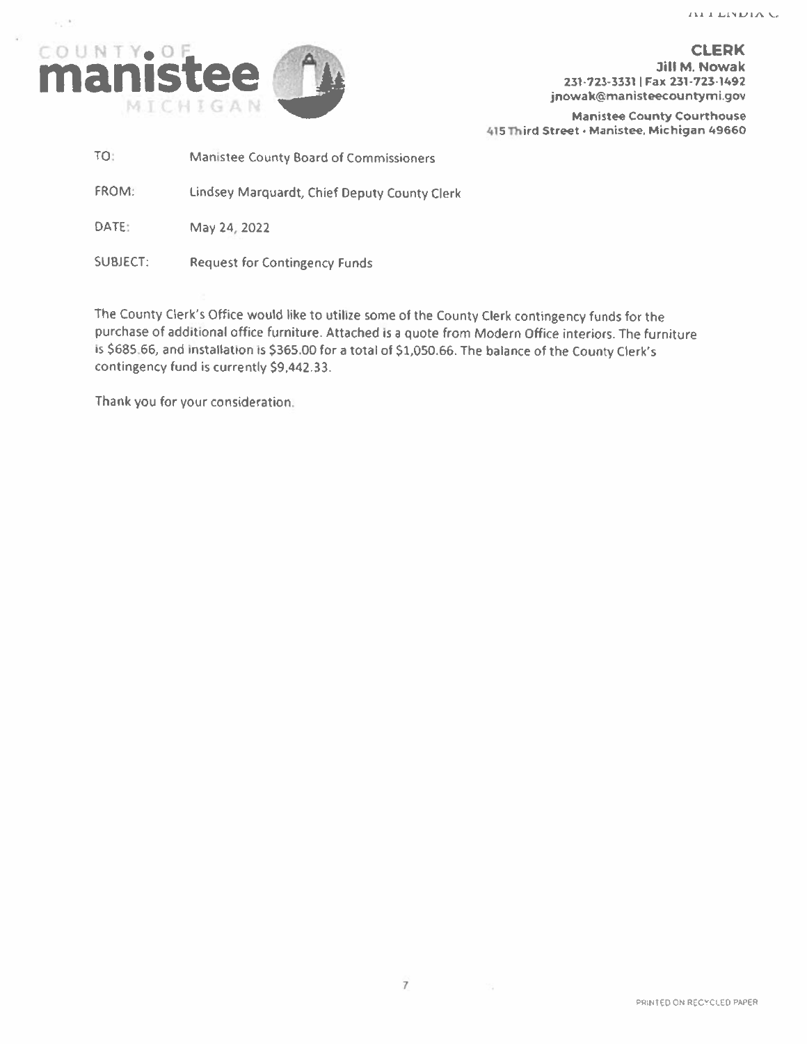COUNTY OF **manistee** MICHIGAN

**CLERK**
**Jill M. Nowak**
231-723-3331 | Fax 231-723-1492
jnowak@manisteecountymi.gov

Manistee County Courthouse
415 Third Street • Manistee, Michigan 49660

TO: Manistee County Board of Commissioners

FROM: Lindsey Marquardt, Chief Deputy County Clerk

DATE: May 24, 2022

SUBJECT: Request for Contingency Funds

The County Clerk's Office would like to utilize some of the County Clerk contingency funds for the purchase of additional office furniture. Attached is a quote from Modern Office interiors. The furniture is $685.66, and installation is $365.00 for a total of $1,050.66. The balance of the County Clerk's contingency fund is currently $9,442.33.

Thank you for your consideration.

PRINTED ON RECYCLED PAPER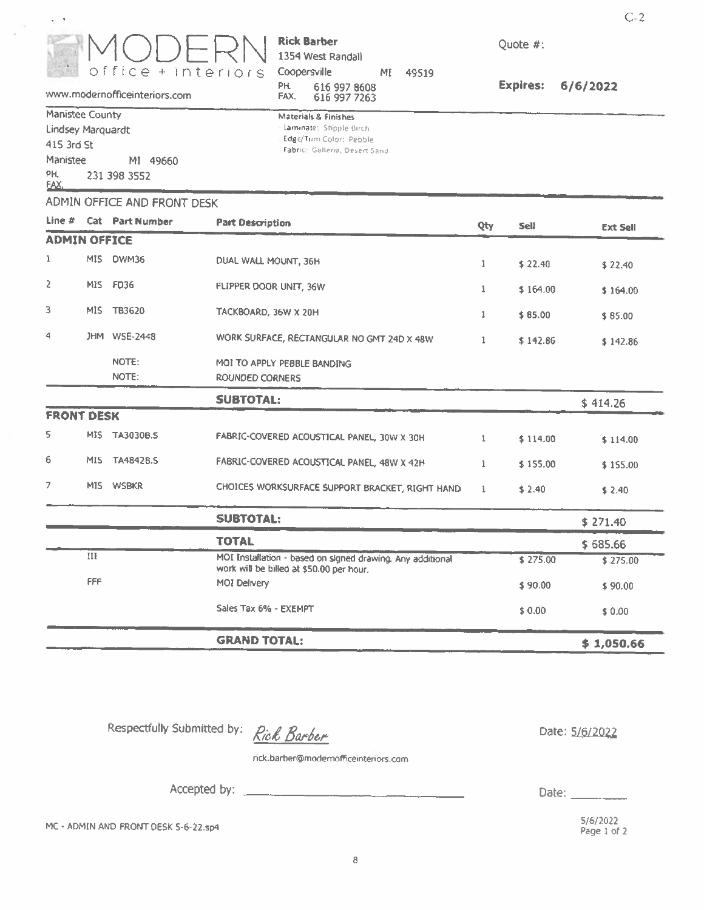C-2

**MODERN** office + interiors

www.modernofficeinteriors.com

**Rick Barber**
1354 West Randall
Coopersville MI 49519
PH. 616 997 8608
FAX. 616 997 7263

Quote #:

**Expires: 6/6/2022**

Manistee County
Lindsey Marquardt
415 3rd St
Manistee MI 49660
PH. 231 398 3552
FAX.

Materials & Finishes
Laminate: Stipple Birch
Edge/Trim Color: Pebble
Fabric: Galleria, Desert Sand

ADMIN OFFICE AND FRONT DESK

| Line # | Cat | Part Number | Part Description | Qty | Sell | Ext Sell |
|---|---|---|---|---|---|---|
| **ADMIN OFFICE** | | | | | | |
| 1 | MIS | DWM36 | DUAL WALL MOUNT, 36H | 1 | $ 22.40 | $ 22.40 |
| 2 | MIS | FD36 | FLIPPER DOOR UNIT, 36W | 1 | $ 164.00 | $ 164.00 |
| 3 | MIS | TB3620 | TACKBOARD, 36W X 20H | 1 | $ 85.00 | $ 85.00 |
| 4 | JHM | WSE-2448 | WORK SURFACE, RECTANGULAR NO GMT 24D X 48W | 1 | $ 142.86 | $ 142.86 |
| | | NOTE: | MOI TO APPLY PEBBLE BANDING | | | |
| | | NOTE: | ROUNDED CORNERS | | | |
| | | | **SUBTOTAL:** | | | $ 414.26 |
| **FRONT DESK** | | | | | | |
| 5 | MIS | TA3030B.S | FABRIC-COVERED ACOUSTICAL PANEL, 30W X 30H | 1 | $ 114.00 | $ 114.00 |
| 6 | MIS | TA4842B.S | FABRIC-COVERED ACOUSTICAL PANEL, 48W X 42H | 1 | $ 155.00 | $ 155.00 |
| 7 | MIS | WSBKR | CHOICES WORKSURFACE SUPPORT BRACKET, RIGHT HAND | 1 | $ 2.40 | $ 2.40 |
| | | | **SUBTOTAL:** | | | $ 271.40 |
| | | | **TOTAL** | | | $ 685.66 |
| | III | | MOI Installation - based on signed drawing. Any additional work will be billed at $50.00 per hour. | | $ 275.00 | $ 275.00 |
| | FFF | | MOI Delivery | | $ 90.00 | $ 90.00 |
| | | | Sales Tax 6% - EXEMPT | | $ 0.00 | $ 0.00 |
| | | | **GRAND TOTAL:** | | | **$ 1,050.66** |

Respectfully Submitted by: *Rick Barber* Date: 5/6/2022

rick.barber@modernofficeinteriors.com

Accepted by: ______________________ Date: ________

MC - ADMIN AND FRONT DESK 5-6-22.sp4

5/6/2022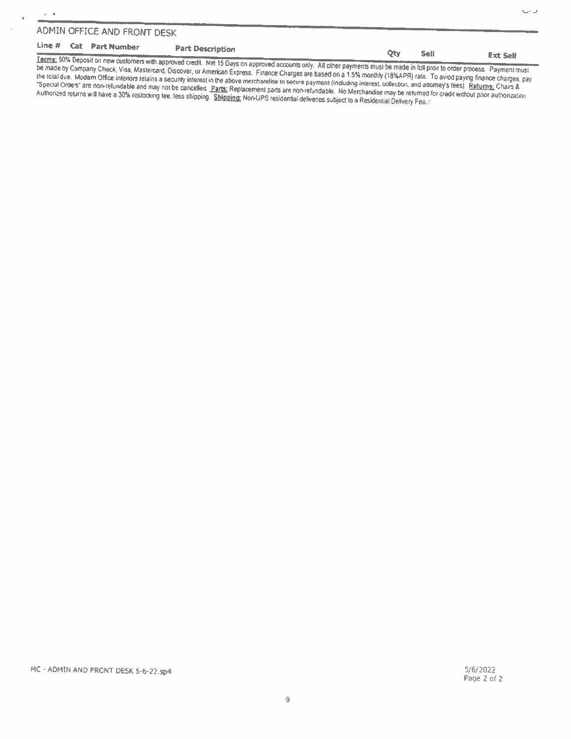## ADMIN OFFICE AND FRONT DESK

| Line # | Cat | Part Number | Part Description | Qty | Sell | Ext Sell |
|---|---|---|---|---|---|---|

**Terms:** 50% Deposit on new customers with approved credit. Net 15 Days on approved accounts only. All other payments must be made in full proir to order process. Payment must be made by Company Check, Visa, Mastercard, Discover, or American Express. Finance Charges are based on a 1.5% monthly (18%APR) rate. To aviod paying finance charges, pay the total due. Modern Office Interiors retains a security interest in the above merchandise to secure payment (including interest, collection, and attorney's fees). **Returns:** Chairs & "Special Orders" are non-refundable and may not be cancelled. **Parts:** Replacement parts are non-refundable. No Merchandise may be returned for credit without prior authorization. Authorized returns will have a 30% restocking fee, less shipping. **Shipping:** Non-UPS residential deliveries subject to a Residential Delivery Fee.

MC - ADMIN AND FRONT DESK 5-6-22.sp4

5/6/2022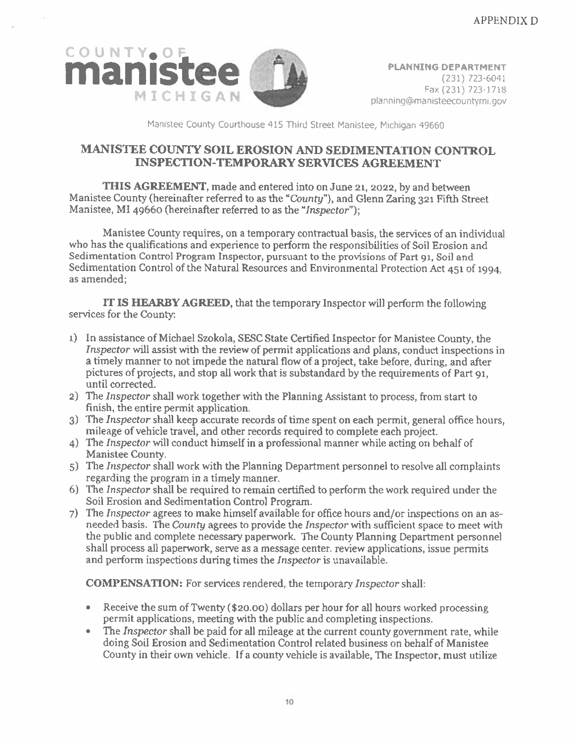APPENDIX D

COUNTY OF **manistee** MICHIGAN

**PLANNING DEPARTMENT**
(231) 723-6041
Fax (231) 723-1718
planning@manisteecountymi.gov

Manistee County Courthouse 415 Third Street Manistee, Michigan 49660

## MANISTEE COUNTY SOIL EROSION AND SEDIMENTATION CONTROL INSPECTION-TEMPORARY SERVICES AGREEMENT

**THIS AGREEMENT**, made and entered into on June 21, 2022, by and between Manistee County (hereinafter referred to as the "*County*"), and Glenn Zaring 321 Fifth Street Manistee, MI 49660 (hereinafter referred to as the "*Inspector*");

Manistee County requires, on a temporary contractual basis, the services of an individual who has the qualifications and experience to perform the responsibilities of Soil Erosion and Sedimentation Control Program Inspector, pursuant to the provisions of Part 91, Soil and Sedimentation Control of the Natural Resources and Environmental Protection Act 451 of 1994, as amended;

**IT IS HEARBY AGREED**, that the temporary Inspector will perform the following services for the County:

1) In assistance of Michael Szokola, SESC State Certified Inspector for Manistee County, the *Inspector* will assist with the review of permit applications and plans, conduct inspections in a timely manner to not impede the natural flow of a project, take before, during, and after pictures of projects, and stop all work that is substandard by the requirements of Part 91, until corrected.
2) The *Inspector* shall work together with the Planning Assistant to process, from start to finish, the entire permit application.
3) The *Inspector* shall keep accurate records of time spent on each permit, general office hours, mileage of vehicle travel, and other records required to complete each project.
4) The *Inspector* will conduct himself in a professional manner while acting on behalf of Manistee County.
5) The *Inspector* shall work with the Planning Department personnel to resolve all complaints regarding the program in a timely manner.
6) The *Inspector* shall be required to remain certified to perform the work required under the Soil Erosion and Sedimentation Control Program.
7) The *Inspector* agrees to make himself available for office hours and/or inspections on an as-needed basis. The *County* agrees to provide the *Inspector* with sufficient space to meet with the public and complete necessary paperwork. The County Planning Department personnel shall process all paperwork, serve as a message center, review applications, issue permits and perform inspections during times the *Inspector* is unavailable.

**COMPENSATION:** For services rendered, the temporary *Inspector* shall:

- Receive the sum of Twenty ($20.00) dollars per hour for all hours worked processing permit applications, meeting with the public and completing inspections.
- The *Inspector* shall be paid for all mileage at the current county government rate, while doing Soil Erosion and Sedimentation Control related business on behalf of Manistee County in their own vehicle. If a county vehicle is available, The Inspector, must utilize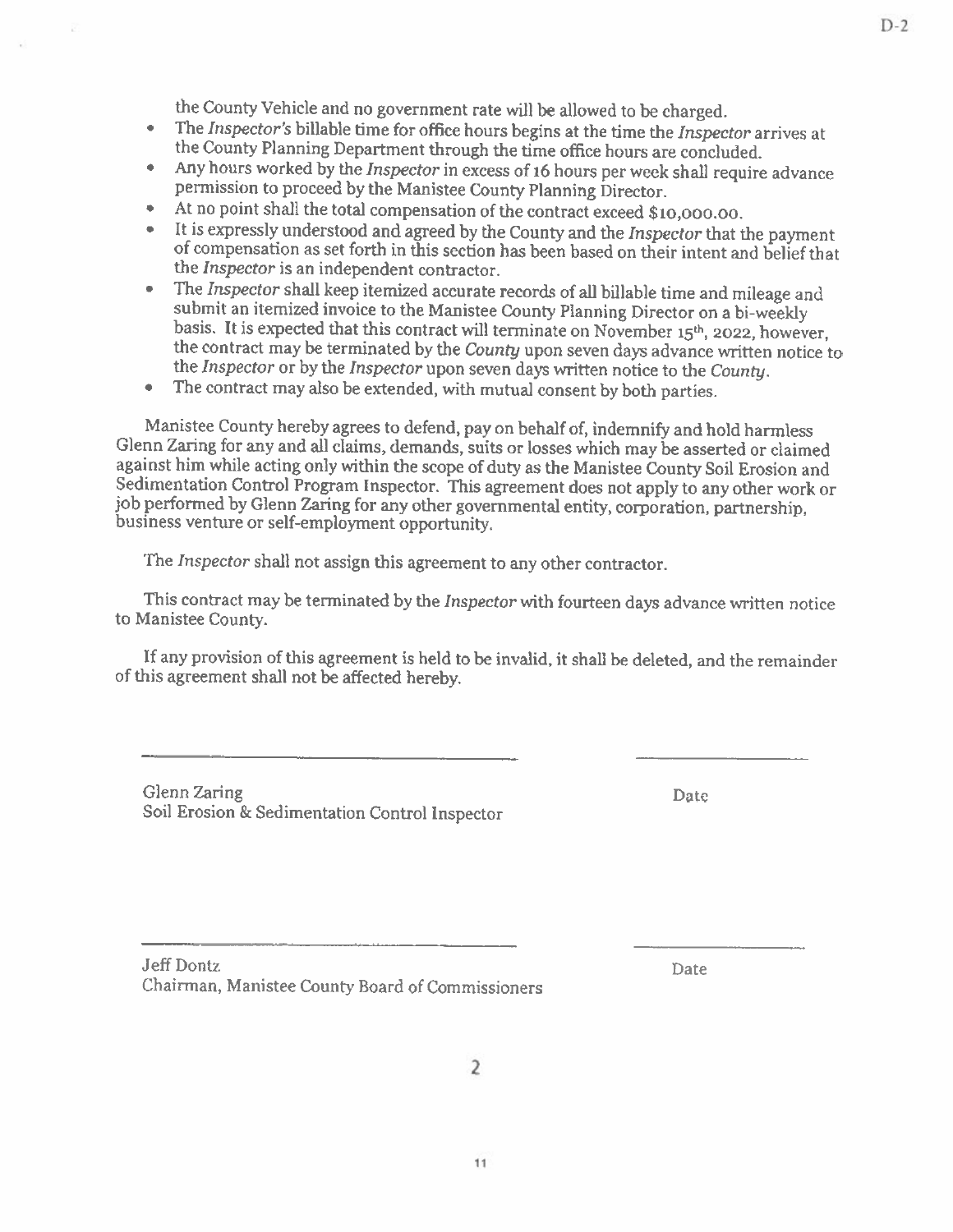the County Vehicle and no government rate will be allowed to be charged.

- The *Inspector's* billable time for office hours begins at the time the *Inspector* arrives at the County Planning Department through the time office hours are concluded.
- Any hours worked by the *Inspector* in excess of 16 hours per week shall require advance permission to proceed by the Manistee County Planning Director.
- At no point shall the total compensation of the contract exceed $10,000.00.
- It is expressly understood and agreed by the County and the *Inspector* that the payment of compensation as set forth in this section has been based on their intent and belief that the *Inspector* is an independent contractor.
- The *Inspector* shall keep itemized accurate records of all billable time and mileage and submit an itemized invoice to the Manistee County Planning Director on a bi-weekly basis. It is expected that this contract will terminate on November 15th, 2022, however, the contract may be terminated by the *County* upon seven days advance written notice to the *Inspector* or by the *Inspector* upon seven days written notice to the *County*.
- The contract may also be extended, with mutual consent by both parties.

Manistee County hereby agrees to defend, pay on behalf of, indemnify and hold harmless Glenn Zaring for any and all claims, demands, suits or losses which may be asserted or claimed against him while acting only within the scope of duty as the Manistee County Soil Erosion and Sedimentation Control Program Inspector. This agreement does not apply to any other work or job performed by Glenn Zaring for any other governmental entity, corporation, partnership, business venture or self-employment opportunity.

The *Inspector* shall not assign this agreement to any other contractor.

This contract may be terminated by the *Inspector* with fourteen days advance written notice to Manistee County.

If any provision of this agreement is held to be invalid, it shall be deleted, and the remainder of this agreement shall not be affected hereby.

\_\_\_\_\_\_\_\_\_\_\_\_\_\_\_\_\_\_\_\_\_\_\_\_\_\_\_\_\_\_\_\_\_\_\_\_ \_\_\_\_\_\_\_\_\_\_\_\_\_\_\_\_

Glenn Zaring — Date
Soil Erosion & Sedimentation Control Inspector

\_\_\_\_\_\_\_\_\_\_\_\_\_\_\_\_\_\_\_\_\_\_\_\_\_\_\_\_\_\_\_\_\_\_\_\_ \_\_\_\_\_\_\_\_\_\_\_\_\_\_\_\_

Jeff Dontz — Date
Chairman, Manistee County Board of Commissioners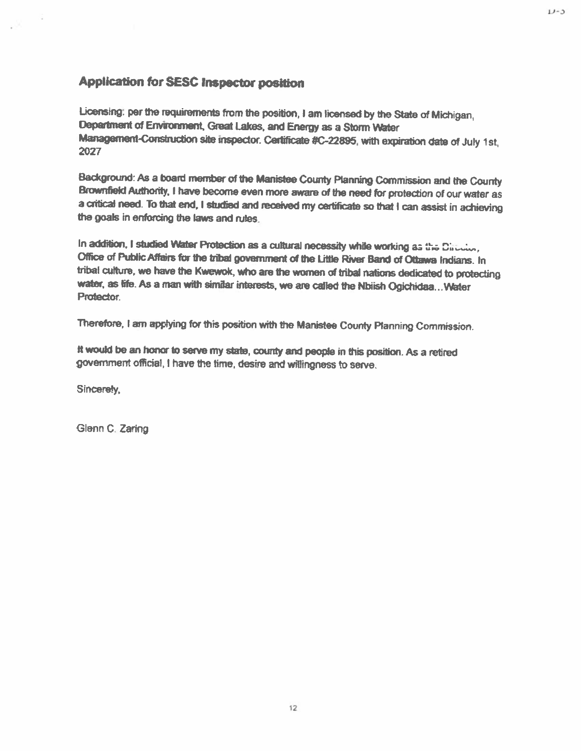## Application for SESC Inspector position

Licensing: per the requirements from the position, I am licensed by the State of Michigan, Department of Environment, Great Lakes, and Energy as a Storm Water Management-Construction site inspector. Certificate #C-22895, with expiration date of July 1st, 2027

Background: As a board member of the Manistee County Planning Commission and the County Brownfield Authority, I have become even more aware of the need for protection of our water as a critical need. To that end, I studied and received my certificate so that I can assist in achieving the goals in enforcing the laws and rules.

In addition, I studied Water Protection as a cultural necessity while working as the Director, Office of Public Affairs for the tribal government of the Little River Band of Ottawa Indians. In tribal culture, we have the Kwewok, who are the women of tribal nations dedicated to protecting water, as life. As a man with similar interests, we are called the Nbiish Ogichidaa…Water Protector.

Therefore, I am applying for this position with the Manistee County Planning Commission.

It would be an honor to serve my state, county and people in this position. As a retired government official, I have the time, desire and willingness to serve.

Sincerely,

Glenn C. Zaring